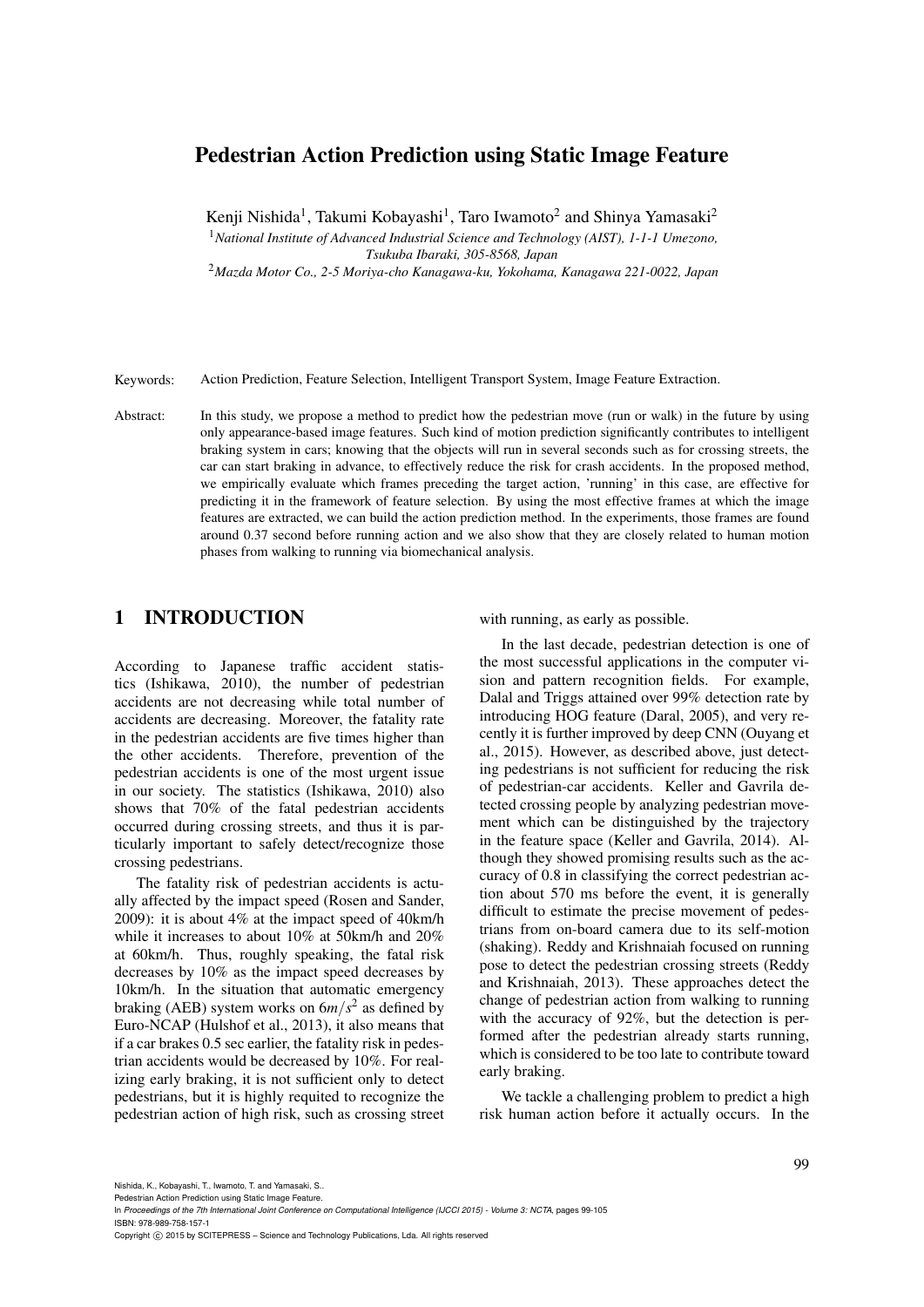# Pedestrian Action Prediction using Static Image Feature

Kenji Nishida[1], Takumi Kobayashi[1], Taro Iwamoto[2] and Shinya Yamasaki[2]

[1]*National Institute of Advanced Industrial Science and Technology (AIST), 1-1-1 Umezono, Tsukuba Ibaraki, 305-8568, Japan*

[2]*Mazda Motor Co., 2-5 Moriya-cho Kanagawa-ku, Yokohama, Kanagawa 221-0022, Japan*

Keywords: Action Prediction, Feature Selection, Intelligent Transport System, Image Feature Extraction.

Abstract: In this study, we propose a method to predict how the pedestrian move (run or walk) in the future by using only appearance-based image features. Such kind of motion prediction significantly contributes to intelligent braking system in cars; knowing that the objects will run in several seconds such as for crossing streets, the car can start braking in advance, to effectively reduce the risk for crash accidents. In the proposed method, we empirically evaluate which frames preceding the target action, 'running' in this case, are effective for predicting it in the framework of feature selection. By using the most effective frames at which the image features are extracted, we can build the action prediction method. In the experiments, those frames are found around 0.37 second before running action and we also show that they are closely related to human motion phases from walking to running via biomechanical analysis.

## 1 INTRODUCTION

According to Japanese traffic accident statistics (Ishikawa, 2010), the number of pedestrian accidents are not decreasing while total number of accidents are decreasing. Moreover, the fatality rate in the pedestrian accidents are five times higher than the other accidents. Therefore, prevention of the pedestrian accidents is one of the most urgent issue in our society. The statistics (Ishikawa, 2010) also shows that 70% of the fatal pedestrian accidents occurred during crossing streets, and thus it is particularly important to safely detect/recognize those crossing pedestrians.

The fatality risk of pedestrian accidents is actually affected by the impact speed (Rosen and Sander, 2009): it is about 4% at the impact speed of 40km/h while it increases to about 10% at 50km/h and 20% at 60km/h. Thus, roughly speaking, the fatal risk decreases by 10% as the impact speed decreases by 10km/h. In the situation that automatic emergency braking (AEB) system works on $6m/s^2$ as defined by Euro-NCAP (Hulshof et al., 2013), it also means that if a car brakes 0.5 sec earlier, the fatality risk in pedestrian accidents would be decreased by 10%. For realizing early braking, it is not sufficient only to detect pedestrians, but it is highly requited to recognize the pedestrian action of high risk, such as crossing street with running, as early as possible.

In the last decade, pedestrian detection is one of the most successful applications in the computer vision and pattern recognition fields. For example, Dalal and Triggs attained over 99% detection rate by introducing HOG feature (Daral, 2005), and very recently it is further improved by deep CNN (Ouyang et al., 2015). However, as described above, just detecting pedestrians is not sufficient for reducing the risk of pedestrian-car accidents. Keller and Gavrila detected crossing people by analyzing pedestrian movement which can be distinguished by the trajectory in the feature space (Keller and Gavrila, 2014). Although they showed promising results such as the accuracy of 0.8 in classifying the correct pedestrian action about 570 ms before the event, it is generally difficult to estimate the precise movement of pedestrians from on-board camera due to its self-motion (shaking). Reddy and Krishnaiah focused on running pose to detect the pedestrian crossing streets (Reddy and Krishnaiah, 2013). These approaches detect the change of pedestrian action from walking to running with the accuracy of 92%, but the detection is performed after the pedestrian already starts running, which is considered to be too late to contribute toward early braking.

We tackle a challenging problem to predict a high risk human action before it actually occurs. In the

Nishida, K., Kobayashi, T., Iwamoto, T. and Yamasaki, S..
Pedestrian Action Prediction using Static Image Feature.
In *Proceedings of the 7th International Joint Conference on Computational Intelligence (IJCCI 2015) - Volume 3: NCTA*, pages 99-105
ISBN: 978-989-758-157-1
Copyright © 2015 by SCITEPRESS – Science and Technology Publications, Lda. All rights reserved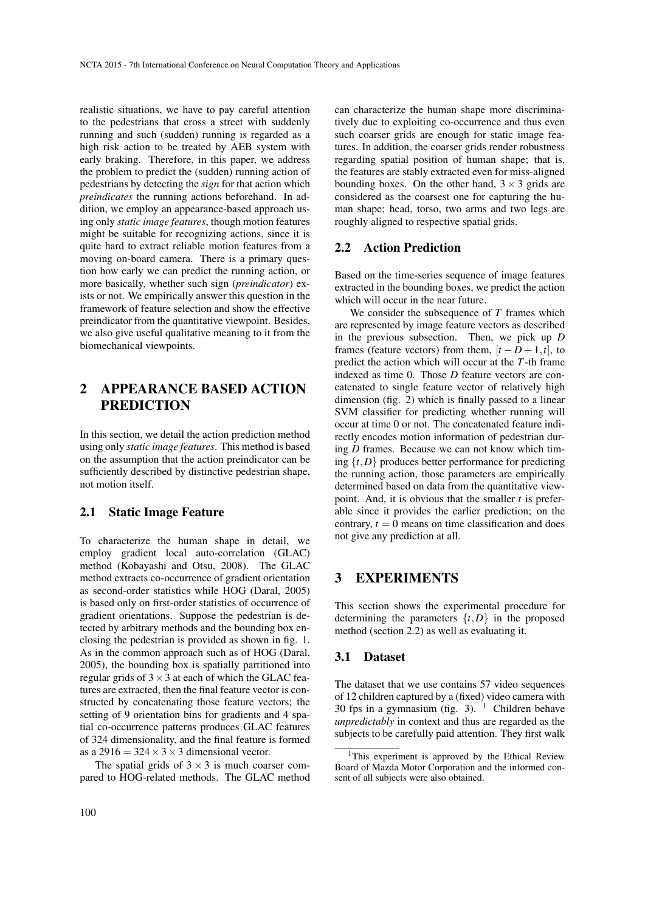realistic situations, we have to pay careful attention to the pedestrians that cross a street with suddenly running and such (sudden) running is regarded as a high risk action to be treated by AEB system with early braking. Therefore, in this paper, we address the problem to predict the (sudden) running action of pedestrians by detecting the *sign* for that action which *preindicates* the running actions beforehand. In addition, we employ an appearance-based approach using only *static image features*, though motion features might be suitable for recognizing actions, since it is quite hard to extract reliable motion features from a moving on-board camera. There is a primary question how early we can predict the running action, or more basically, whether such sign (*preindicator*) exists or not. We empirically answer this question in the framework of feature selection and show the effective preindicator from the quantitative viewpoint. Besides, we also give useful qualitative meaning to it from the biomechanical viewpoints.

## 2 APPEARANCE BASED ACTION PREDICTION

In this section, we detail the action prediction method using only *static image features*. This method is based on the assumption that the action preindicator can be sufficiently described by distinctive pedestrian shape, not motion itself.

### 2.1 Static Image Feature

To characterize the human shape in detail, we employ gradient local auto-correlation (GLAC) method (Kobayashi and Otsu, 2008). The GLAC method extracts co-occurrence of gradient orientation as second-order statistics while HOG (Daral, 2005) is based only on first-order statistics of occurrence of gradient orientations. Suppose the pedestrian is detected by arbitrary methods and the bounding box enclosing the pedestrian is provided as shown in fig. 1. As in the common approach such as of HOG (Daral, 2005), the bounding box is spatially partitioned into regular grids of $3 \times 3$ at each of which the GLAC features are extracted, then the final feature vector is constructed by concatenating those feature vectors; the setting of 9 orientation bins for gradients and 4 spatial co-occurrence patterns produces GLAC features of 324 dimensionality, and the final feature is formed as a $2916 = 324 \times 3 \times 3$ dimensional vector.

The spatial grids of $3 \times 3$ is much coarser compared to HOG-related methods. The GLAC method can characterize the human shape more discriminatively due to exploiting co-occurrence and thus even such coarser grids are enough for static image features. In addition, the coarser grids render robustness regarding spatial position of human shape; that is, the features are stably extracted even for miss-aligned bounding boxes. On the other hand, $3 \times 3$ grids are considered as the coarsest one for capturing the human shape; head, torso, two arms and two legs are roughly aligned to respective spatial grids.

### 2.2 Action Prediction

Based on the time-series sequence of image features extracted in the bounding boxes, we predict the action which will occur in the near future.

We consider the subsequence of $T$ frames which are represented by image feature vectors as described in the previous subsection. Then, we pick up $D$ frames (feature vectors) from them, $[t-D+1, t]$, to predict the action which will occur at the $T$-th frame indexed as time 0. Those $D$ feature vectors are concatenated to single feature vector of relatively high dimension (fig. 2) which is finally passed to a linear SVM classifier for predicting whether running will occur at time 0 or not. The concatenated feature indirectly encodes motion information of pedestrian during $D$ frames. Because we can not know which timing $\{t, D\}$ produces better performance for predicting the running action, those parameters are empirically determined based on data from the quantitative viewpoint. And, it is obvious that the smaller $t$ is preferable since it provides the earlier prediction; on the contrary, $t = 0$ means on time classification and does not give any prediction at all.

## 3 EXPERIMENTS

This section shows the experimental procedure for determining the parameters $\{t, D\}$ in the proposed method (section 2.2) as well as evaluating it.

### 3.1 Dataset

The dataset that we use contains 57 video sequences of 12 children captured by a (fixed) video camera with 30 fps in a gymnasium (fig. 3). [1] Children behave *unpredictably* in context and thus are regarded as the subjects to be carefully paid attention. They first walk

[1] This experiment is approved by the Ethical Review Board of Mazda Motor Corporation and the informed consent of all subjects were also obtained.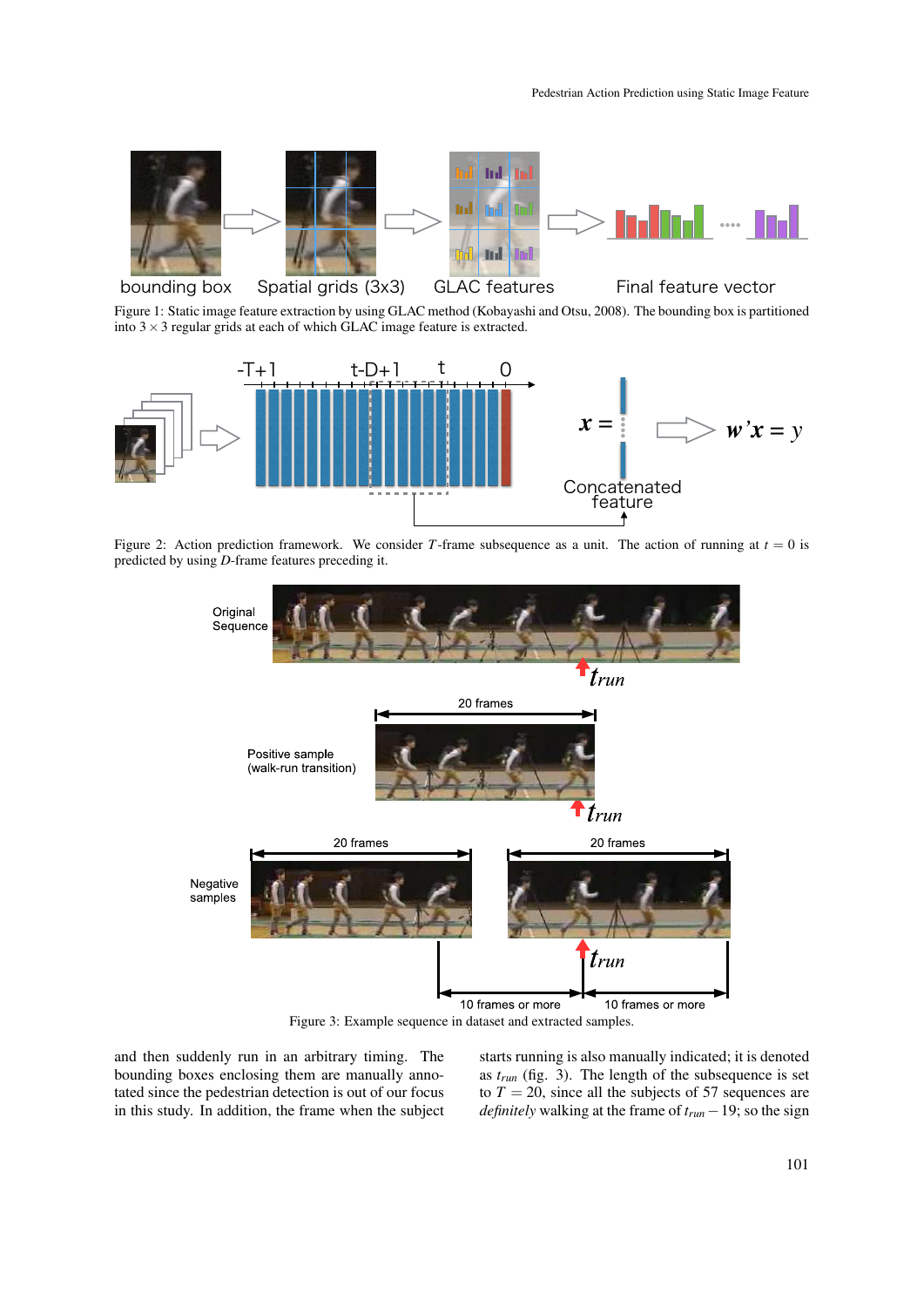Figure 1: Static image feature extraction by using GLAC method (Kobayashi and Otsu, 2008). The bounding box is partitioned into $3 \times 3$ regular grids at each of which GLAC image feature is extracted.

Figure 2: Action prediction framework. We consider $T$-frame subsequence as a unit. The action of running at $t = 0$ is predicted by using $D$-frame features preceding it.

Figure 3: Example sequence in dataset and extracted samples.

and then suddenly run in an arbitrary timing. The bounding boxes enclosing them are manually annotated since the pedestrian detection is out of our focus in this study. In addition, the frame when the subject starts running is also manually indicated; it is denoted as $t_{run}$ (fig. 3). The length of the subsequence is set to $T = 20$, since all the subjects of 57 sequences are *definitely* walking at the frame of $t_{run} - 19$; so the sign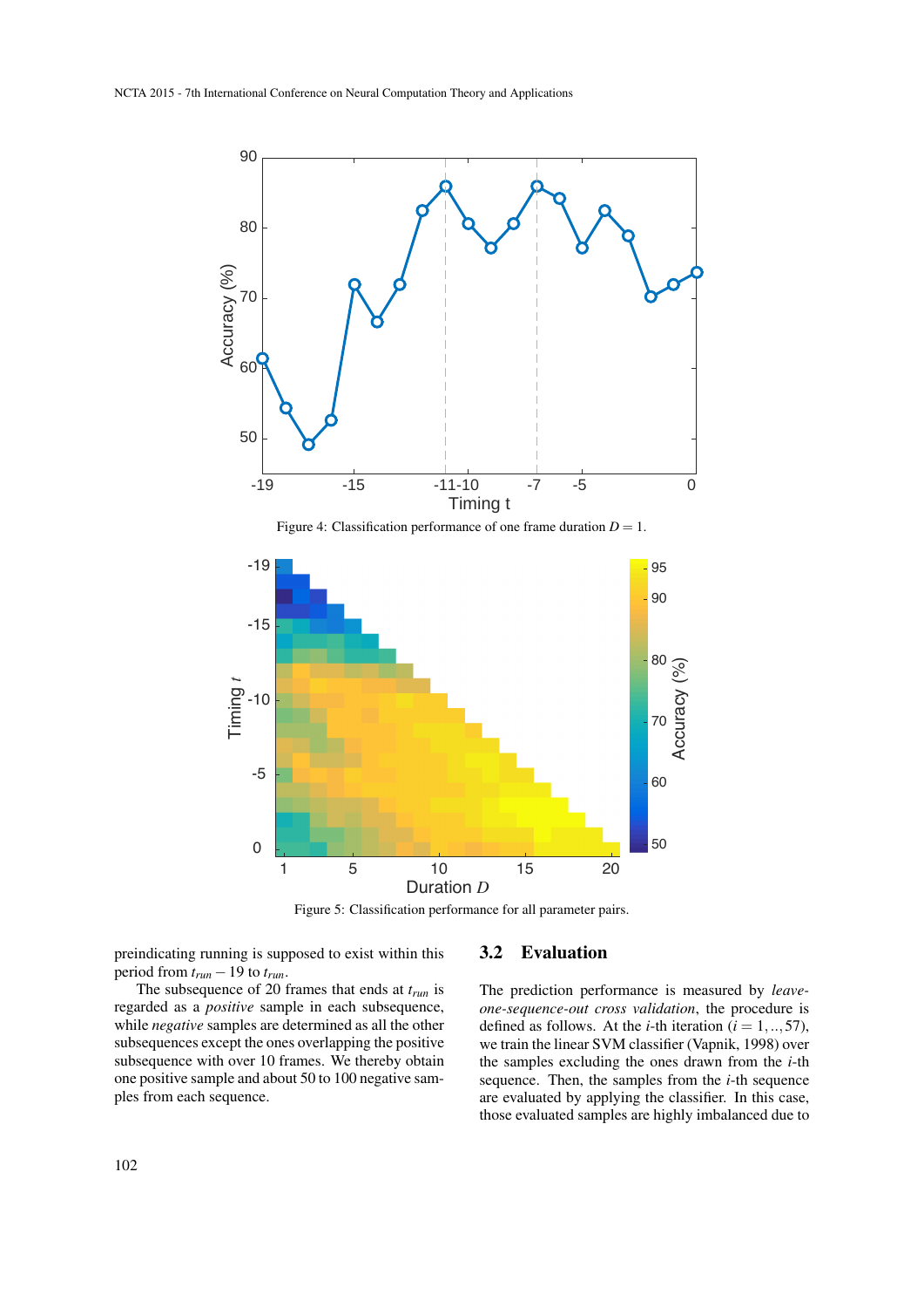Figure 4: Classification performance of one frame duration $D = 1$.

Figure 5: Classification performance for all parameter pairs.

preindicating running is supposed to exist within this period from $t_{run} - 19$ to $t_{run}$.

The subsequence of 20 frames that ends at $t_{run}$ is regarded as a *positive* sample in each subsequence, while *negative* samples are determined as all the other subsequences except the ones overlapping the positive subsequence with over 10 frames. We thereby obtain one positive sample and about 50 to 100 negative samples from each sequence.

## 3.2 Evaluation

The prediction performance is measured by *leave-one-sequence-out cross validation*, the procedure is defined as follows. At the $i$-th iteration ($i = 1, .., 57$), we train the linear SVM classifier (Vapnik, 1998) over the samples excluding the ones drawn from the $i$-th sequence. Then, the samples from the $i$-th sequence are evaluated by applying the classifier. In this case, those evaluated samples are highly imbalanced due to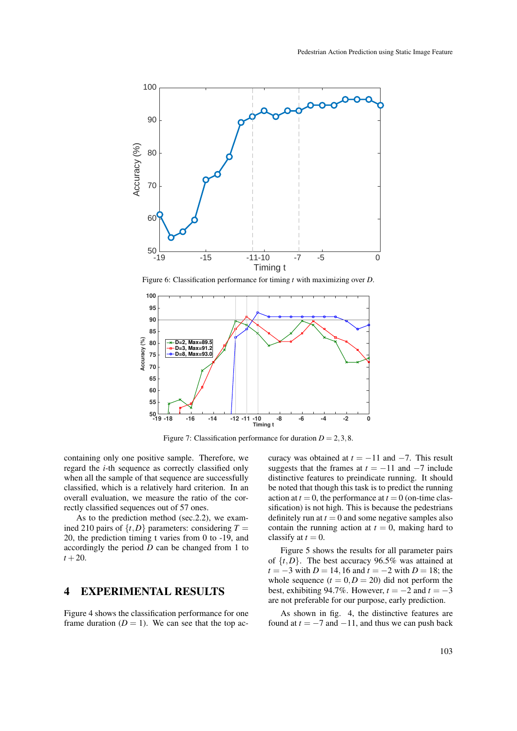Figure 6: Classification performance for timing $t$ with maximizing over $D$.

Figure 7: Classification performance for duration $D = 2, 3, 8$.

containing only one positive sample. Therefore, we regard the $i$-th sequence as correctly classified only when all the sample of that sequence are successfully classified, which is a relatively hard criterion. In an overall evaluation, we measure the ratio of the correctly classified sequences out of 57 ones.

As to the prediction method (sec.2.2), we examined 210 pairs of $\{t, D\}$ parameters: considering $T = 20$, the prediction timing t varies from 0 to -19, and accordingly the period $D$ can be changed from 1 to $t + 20$.

# 4 EXPERIMENTAL RESULTS

Figure 4 shows the classification performance for one frame duration ($D = 1$). We can see that the top accuracy was obtained at $t = -11$ and $-7$. This result suggests that the frames at $t = -11$ and $-7$ include distinctive features to preindicate running. It should be noted that though this task is to predict the running action at $t = 0$, the performance at $t = 0$ (on-time classification) is not high. This is because the pedestrians definitely run at $t = 0$ and some negative samples also contain the running action at $t = 0$, making hard to classify at $t = 0$.

Figure 5 shows the results for all parameter pairs of $\{t, D\}$. The best accuracy 96.5% was attained at $t = -3$ with $D = 14, 16$ and $t = -2$ with $D = 18$; the whole sequence ($t = 0, D = 20$) did not perform the best, exhibiting 94.7%. However, $t = -2$ and $t = -3$ are not preferable for our purpose, early prediction.

As shown in fig. 4, the distinctive features are found at $t = -7$ and $-11$, and thus we can push back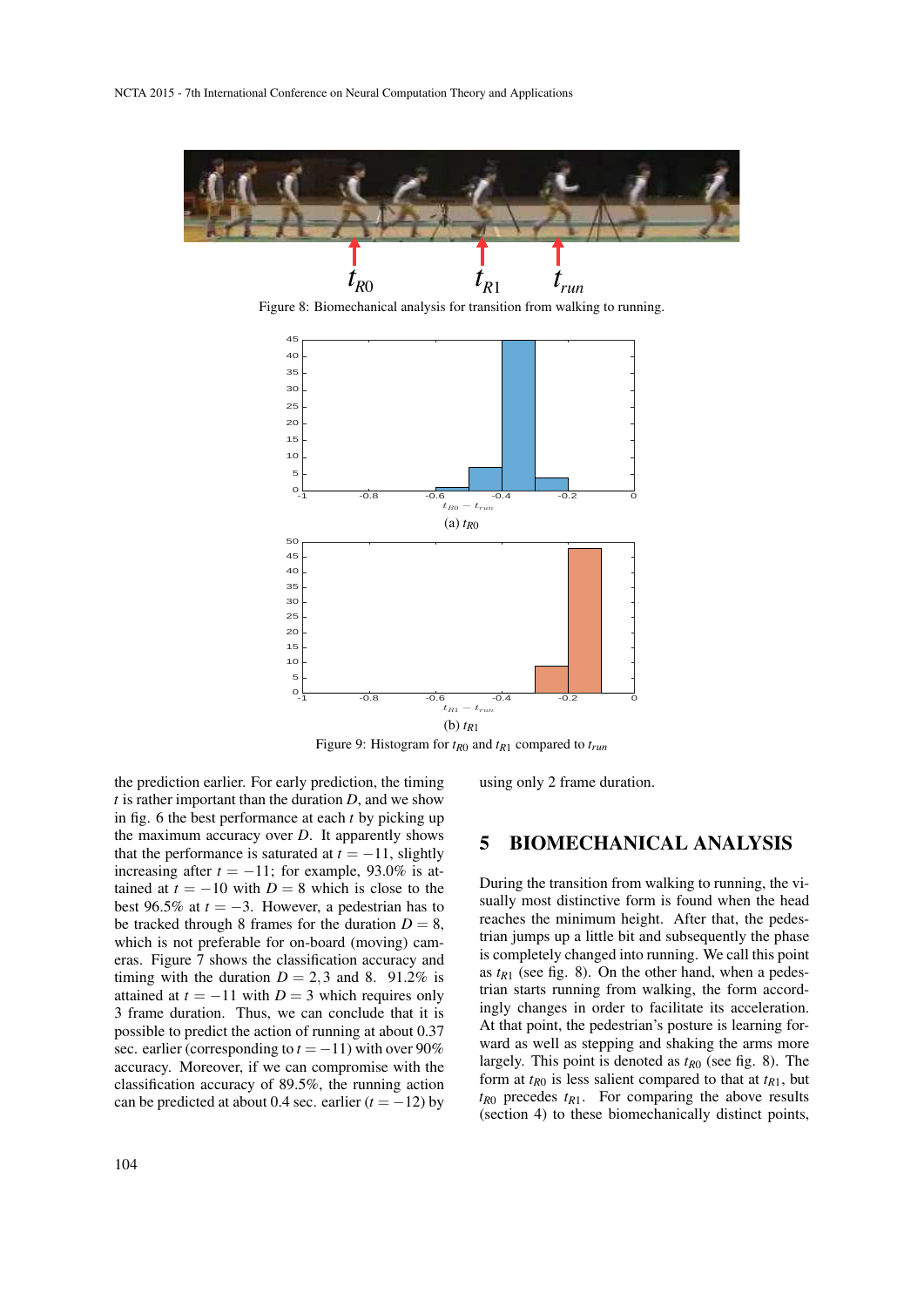Figure 8: Biomechanical analysis for transition from walking to running.

Figure 9: Histogram for $t_{R0}$ and $t_{R1}$ compared to $t_{run}$

(a) $t_{R0}$

(b) $t_{R1}$

the prediction earlier. For early prediction, the timing $t$ is rather important than the duration $D$, and we show in fig. 6 the best performance at each $t$ by picking up the maximum accuracy over $D$. It apparently shows that the performance is saturated at $t = -11$, slightly increasing after $t = -11$; for example, 93.0% is attained at $t = -10$ with $D = 8$ which is close to the best 96.5% at $t = -3$. However, a pedestrian has to be tracked through 8 frames for the duration $D = 8$, which is not preferable for on-board (moving) cameras. Figure 7 shows the classification accuracy and timing with the duration $D = 2, 3$ and 8. 91.2% is attained at $t = -11$ with $D = 3$ which requires only 3 frame duration. Thus, we can conclude that it is possible to predict the action of running at about 0.37 sec. earlier (corresponding to $t = -11$) with over 90% accuracy. Moreover, if we can compromise with the classification accuracy of 89.5%, the running action can be predicted at about 0.4 sec. earlier ($t = -12$) by using only 2 frame duration.

## 5 BIOMECHANICAL ANALYSIS

During the transition from walking to running, the visually most distinctive form is found when the head reaches the minimum height. After that, the pedestrian jumps up a little bit and subsequently the phase is completely changed into running. We call this point as $t_{R1}$ (see fig. 8). On the other hand, when a pedestrian starts running from walking, the form accordingly changes in order to facilitate its acceleration. At that point, the pedestrian's posture is learning forward as well as stepping and shaking the arms more largely. This point is denoted as $t_{R0}$ (see fig. 8). The form at $t_{R0}$ is less salient compared to that at $t_{R1}$, but $t_{R0}$ precedes $t_{R1}$. For comparing the above results (section 4) to these biomechanically distinct points,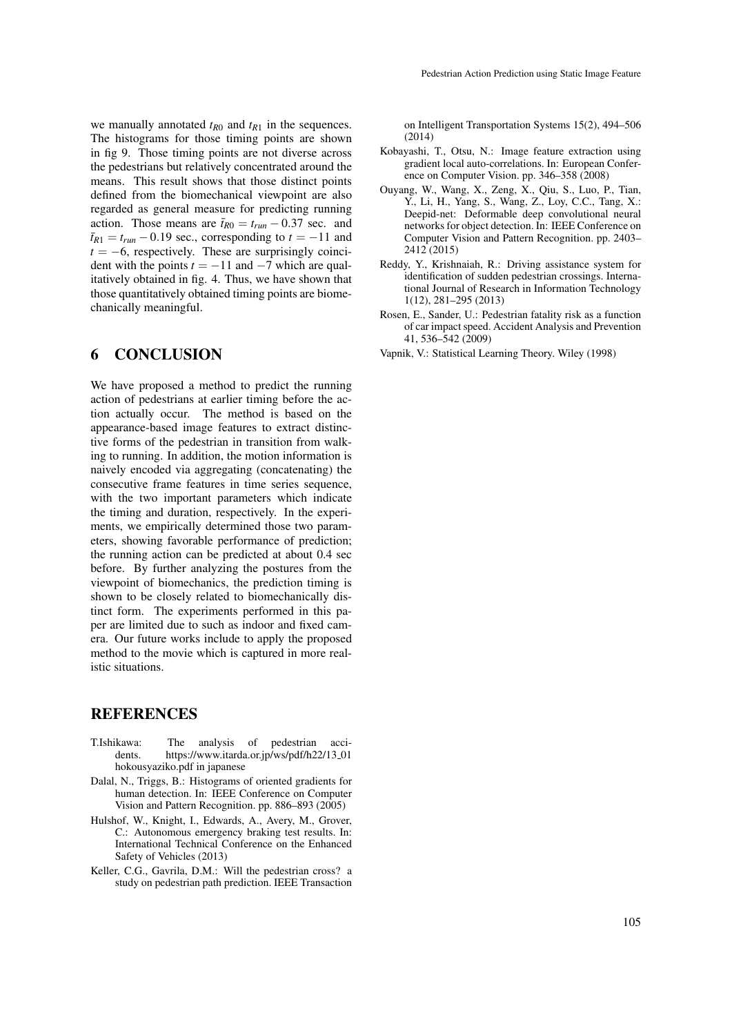we manually annotated $t_{R0}$ and $t_{R1}$ in the sequences. The histograms for those timing points are shown in fig 9. Those timing points are not diverse across the pedestrians but relatively concentrated around the means. This result shows that those distinct points defined from the biomechanical viewpoint are also regarded as general measure for predicting running action. Those means are $\bar{t}_{R0} = t_{run} - 0.37$ sec. and $\bar{t}_{R1} = t_{run} - 0.19$ sec., corresponding to $t = -11$ and $t = -6$, respectively. These are surprisingly coincident with the points $t = -11$ and $-7$ which are qualitatively obtained in fig. 4. Thus, we have shown that those quantitatively obtained timing points are biomechanically meaningful.

## 6 CONCLUSION

We have proposed a method to predict the running action of pedestrians at earlier timing before the action actually occur. The method is based on the appearance-based image features to extract distinctive forms of the pedestrian in transition from walking to running. In addition, the motion information is naively encoded via aggregating (concatenating) the consecutive frame features in time series sequence, with the two important parameters which indicate the timing and duration, respectively. In the experiments, we empirically determined those two parameters, showing favorable performance of prediction; the running action can be predicted at about 0.4 sec before. By further analyzing the postures from the viewpoint of biomechanics, the prediction timing is shown to be closely related to biomechanically distinct form. The experiments performed in this paper are limited due to such as indoor and fixed camera. Our future works include to apply the proposed method to the movie which is captured in more realistic situations.

## REFERENCES

T.Ishikawa: The analysis of pedestrian accidents. https://www.itarda.or.jp/ws/pdf/h22/13_01hokousyaziko.pdf in japanese

Dalal, N., Triggs, B.: Histograms of oriented gradients for human detection. In: IEEE Conference on Computer Vision and Pattern Recognition. pp. 886–893 (2005)

Hulshof, W., Knight, I., Edwards, A., Avery, M., Grover, C.: Autonomous emergency braking test results. In: International Technical Conference on the Enhanced Safety of Vehicles (2013)

Keller, C.G., Gavrila, D.M.: Will the pedestrian cross? a study on pedestrian path prediction. IEEE Transaction on Intelligent Transportation Systems 15(2), 494–506 (2014)

Kobayashi, T., Otsu, N.: Image feature extraction using gradient local auto-correlations. In: European Conference on Computer Vision. pp. 346–358 (2008)

Ouyang, W., Wang, X., Zeng, X., Qiu, S., Luo, P., Tian, Y., Li, H., Yang, S., Wang, Z., Loy, C.C., Tang, X.: Deepid-net: Deformable deep convolutional neural networks for object detection. In: IEEE Conference on Computer Vision and Pattern Recognition. pp. 2403–2412 (2015)

Reddy, Y., Krishnaiah, R.: Driving assistance system for identification of sudden pedestrian crossings. International Journal of Research in Information Technology 1(12), 281–295 (2013)

Rosen, E., Sander, U.: Pedestrian fatality risk as a function of car impact speed. Accident Analysis and Prevention 41, 536–542 (2009)

Vapnik, V.: Statistical Learning Theory. Wiley (1998)